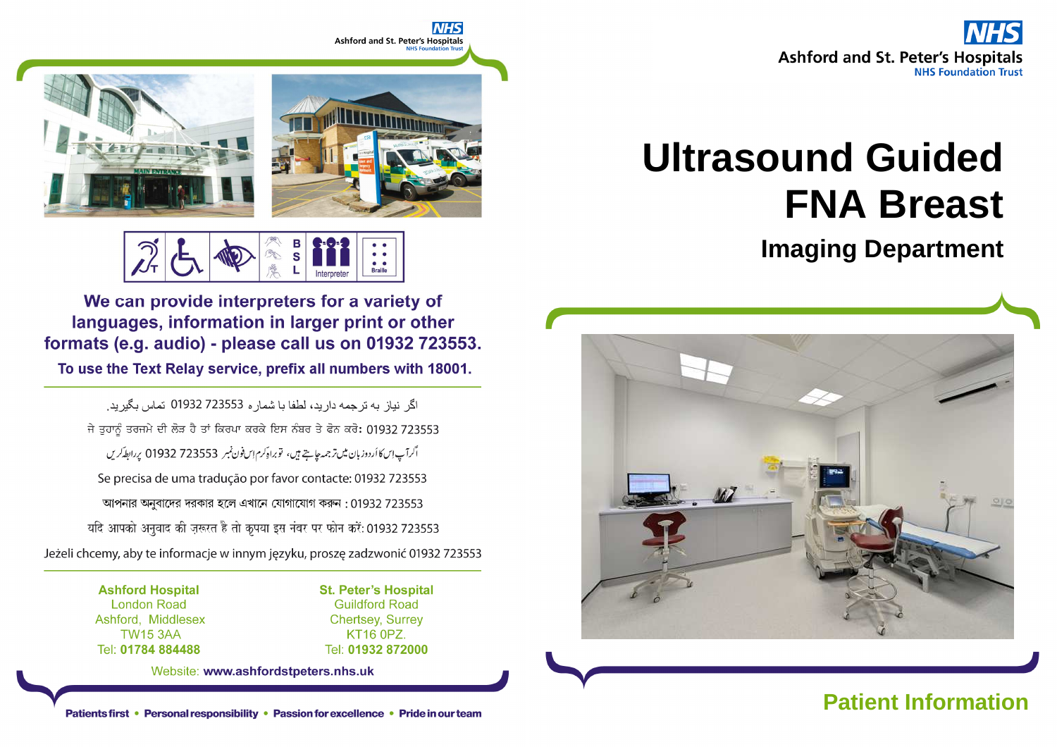Ashford and St. Peter's Hospitals
NHS Foundation Trust

We can provide interpreters for a variety of languages, information in larger print or other formats (e.g. audio) - please call us on 01932 723553.

To use the Text Relay service, prefix all numbers with 18001.

اگر نیاز به ترجمه دارید، لطفا با شماره 01932 723553 تماس بگیرید.

ਜੇ ਤੁਹਾਨੂੰ ਤਰਜਮੇ ਦੀ ਲੋੜ ਹੈ ਤਾਂ ਕਿਰਪਾ ਕਰਕੇ ਇਸ ਨੰਬਰ ਤੇ ਫੋਨ ਕਰੋ: 01932 723553

اگرآپ اس کا اُردو زبان میں ترجمہ چاہتے ہیں، توبراہِ کرم اِس فون نمبر 01932 723553 پر رابطہ کریں

Se precisa de uma tradução por favor contacte: 01932 723553

আপনার অনুবাদের দরকার হলে এখানে যোগাযোগ করুন : 01932 723553

यदि आपको अनुवाद की ज़रूरत है तो कृपया इस नंबर पर फोन करें: 01932 723553

Jeżeli chcemy, aby te informacje w innym języku, proszę zadzwonić 01932 723553

**Ashford Hospital**
London Road
Ashford, Middlesex
TW15 3AA
Tel: **01784 884488**

**St. Peter's Hospital**
Guildford Road
Chertsey, Surrey
KT16 0PZ.
Tel: **01932 872000**

Website: **www.ashfordstpeters.nhs.uk**

**Patients first • Personal responsibility • Passion for excellence • Pride in our team**

Ashford and St. Peter's Hospitals
NHS Foundation Trust

# Ultrasound Guided FNA Breast

## Imaging Department

**Patient Information**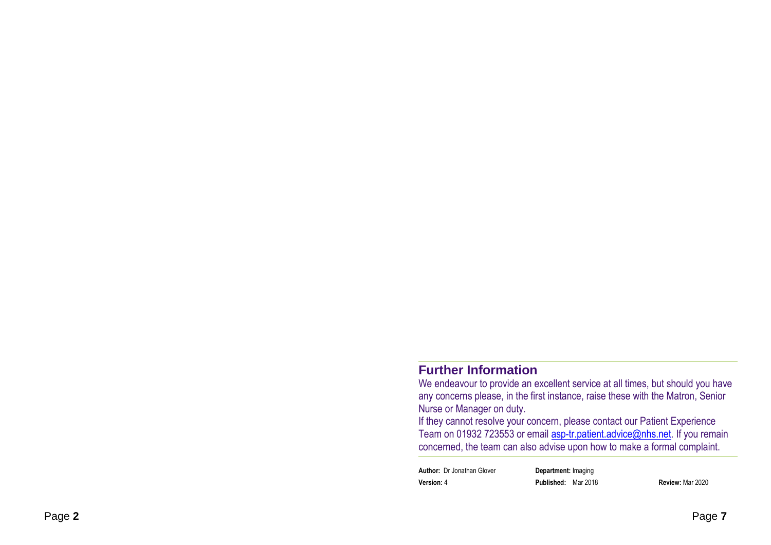## Further Information

We endeavour to provide an excellent service at all times, but should you have any concerns please, in the first instance, raise these with the Matron, Senior Nurse or Manager on duty.

If they cannot resolve your concern, please contact our Patient Experience Team on 01932 723553 or email asp-tr.patient.advice@nhs.net. If you remain concerned, the team can also advise upon how to make a formal complaint.

**Author:** Dr Jonathan Glover **Department:** Imaging
**Version:** 4 **Published:** Mar 2018 **Review:** Mar 2020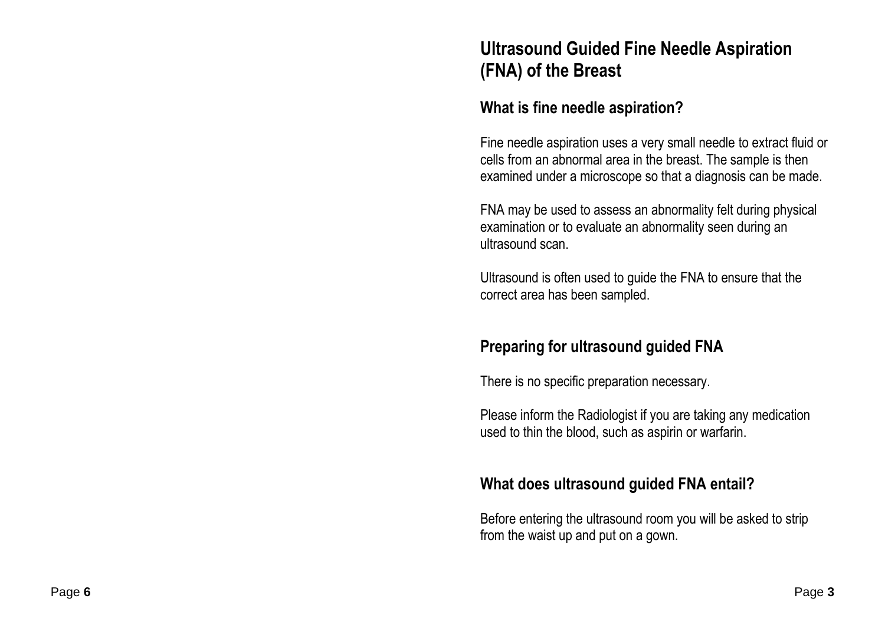# Ultrasound Guided Fine Needle Aspiration (FNA) of the Breast

## What is fine needle aspiration?

Fine needle aspiration uses a very small needle to extract fluid or cells from an abnormal area in the breast. The sample is then examined under a microscope so that a diagnosis can be made.

FNA may be used to assess an abnormality felt during physical examination or to evaluate an abnormality seen during an ultrasound scan.

Ultrasound is often used to guide the FNA to ensure that the correct area has been sampled.

## Preparing for ultrasound guided FNA

There is no specific preparation necessary.

Please inform the Radiologist if you are taking any medication used to thin the blood, such as aspirin or warfarin.

## What does ultrasound guided FNA entail?

Before entering the ultrasound room you will be asked to strip from the waist up and put on a gown.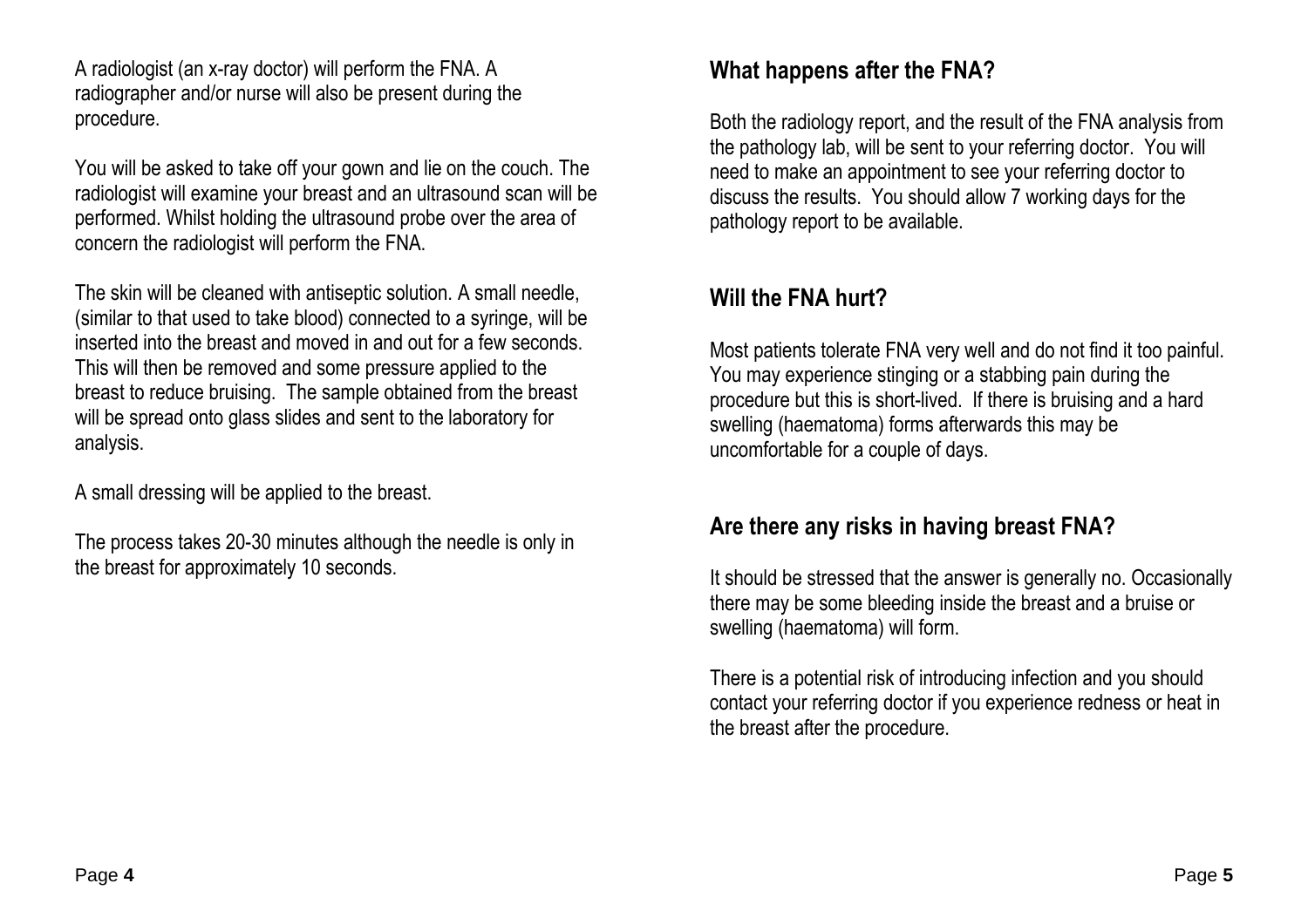A radiologist (an x-ray doctor) will perform the FNA. A radiographer and/or nurse will also be present during the procedure.

You will be asked to take off your gown and lie on the couch. The radiologist will examine your breast and an ultrasound scan will be performed. Whilst holding the ultrasound probe over the area of concern the radiologist will perform the FNA.

The skin will be cleaned with antiseptic solution. A small needle, (similar to that used to take blood) connected to a syringe, will be inserted into the breast and moved in and out for a few seconds. This will then be removed and some pressure applied to the breast to reduce bruising. The sample obtained from the breast will be spread onto glass slides and sent to the laboratory for analysis.

A small dressing will be applied to the breast.

The process takes 20-30 minutes although the needle is only in the breast for approximately 10 seconds.

## What happens after the FNA?

Both the radiology report, and the result of the FNA analysis from the pathology lab, will be sent to your referring doctor. You will need to make an appointment to see your referring doctor to discuss the results. You should allow 7 working days for the pathology report to be available.

## Will the FNA hurt?

Most patients tolerate FNA very well and do not find it too painful. You may experience stinging or a stabbing pain during the procedure but this is short-lived. If there is bruising and a hard swelling (haematoma) forms afterwards this may be uncomfortable for a couple of days.

## Are there any risks in having breast FNA?

It should be stressed that the answer is generally no. Occasionally there may be some bleeding inside the breast and a bruise or swelling (haematoma) will form.

There is a potential risk of introducing infection and you should contact your referring doctor if you experience redness or heat in the breast after the procedure.